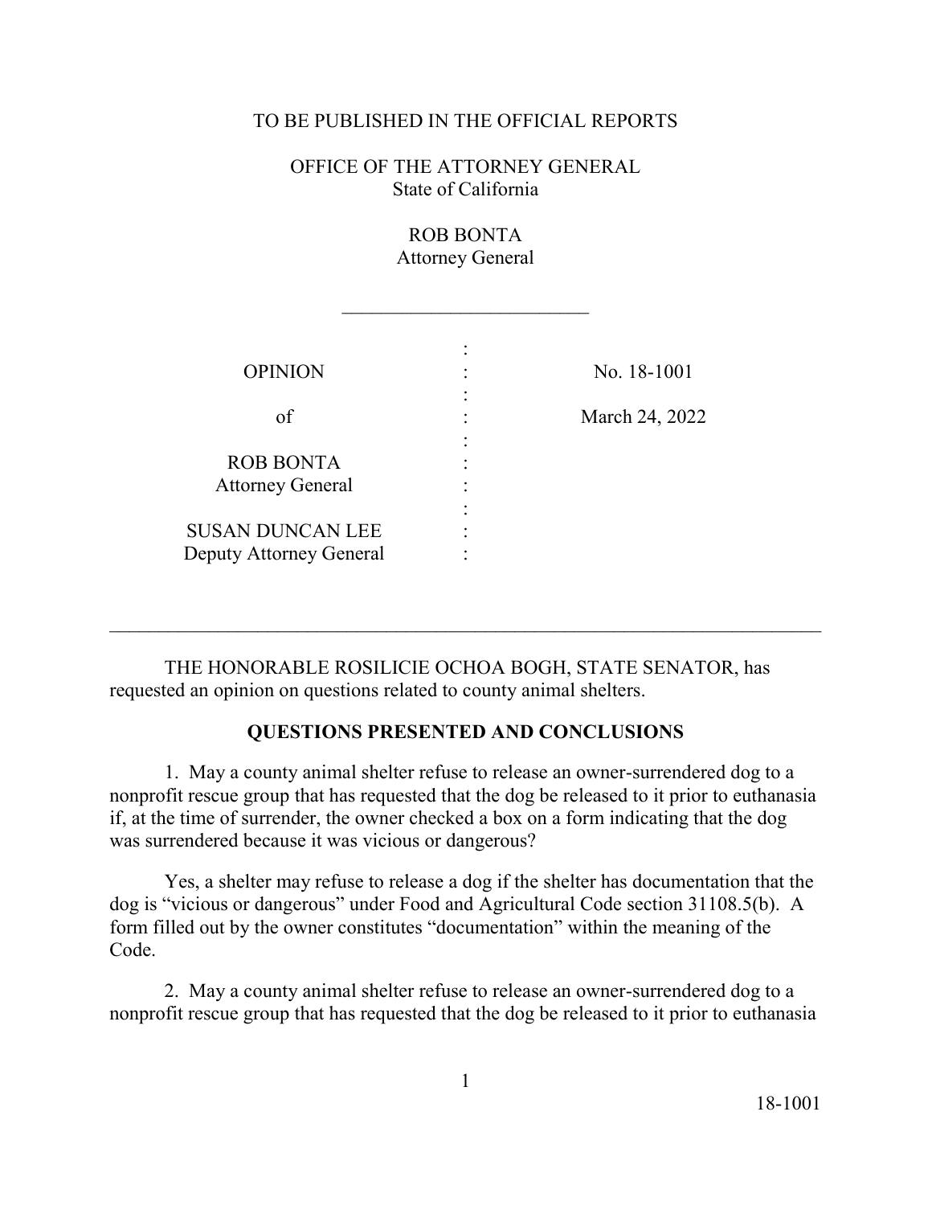TO BE PUBLISHED IN THE OFFICIAL REPORTS

OFFICE OF THE ATTORNEY GENERAL
State of California

ROB BONTA
Attorney General

_________________________

| | | |
|---|---|---|
| OPINION | : | No. 18-1001 |
| of | : | March 24, 2022 |
| ROB BONTA<br>Attorney General | : | |
| SUSAN DUNCAN LEE<br>Deputy Attorney General | : | |

---

THE HONORABLE ROSILICIE OCHOA BOGH, STATE SENATOR, has requested an opinion on questions related to county animal shelters.

## QUESTIONS PRESENTED AND CONCLUSIONS

1. May a county animal shelter refuse to release an owner-surrendered dog to a nonprofit rescue group that has requested that the dog be released to it prior to euthanasia if, at the time of surrender, the owner checked a box on a form indicating that the dog was surrendered because it was vicious or dangerous?

Yes, a shelter may refuse to release a dog if the shelter has documentation that the dog is "vicious or dangerous" under Food and Agricultural Code section 31108.5(b). A form filled out by the owner constitutes "documentation" within the meaning of the Code.

2. May a county animal shelter refuse to release an owner-surrendered dog to a nonprofit rescue group that has requested that the dog be released to it prior to euthanasia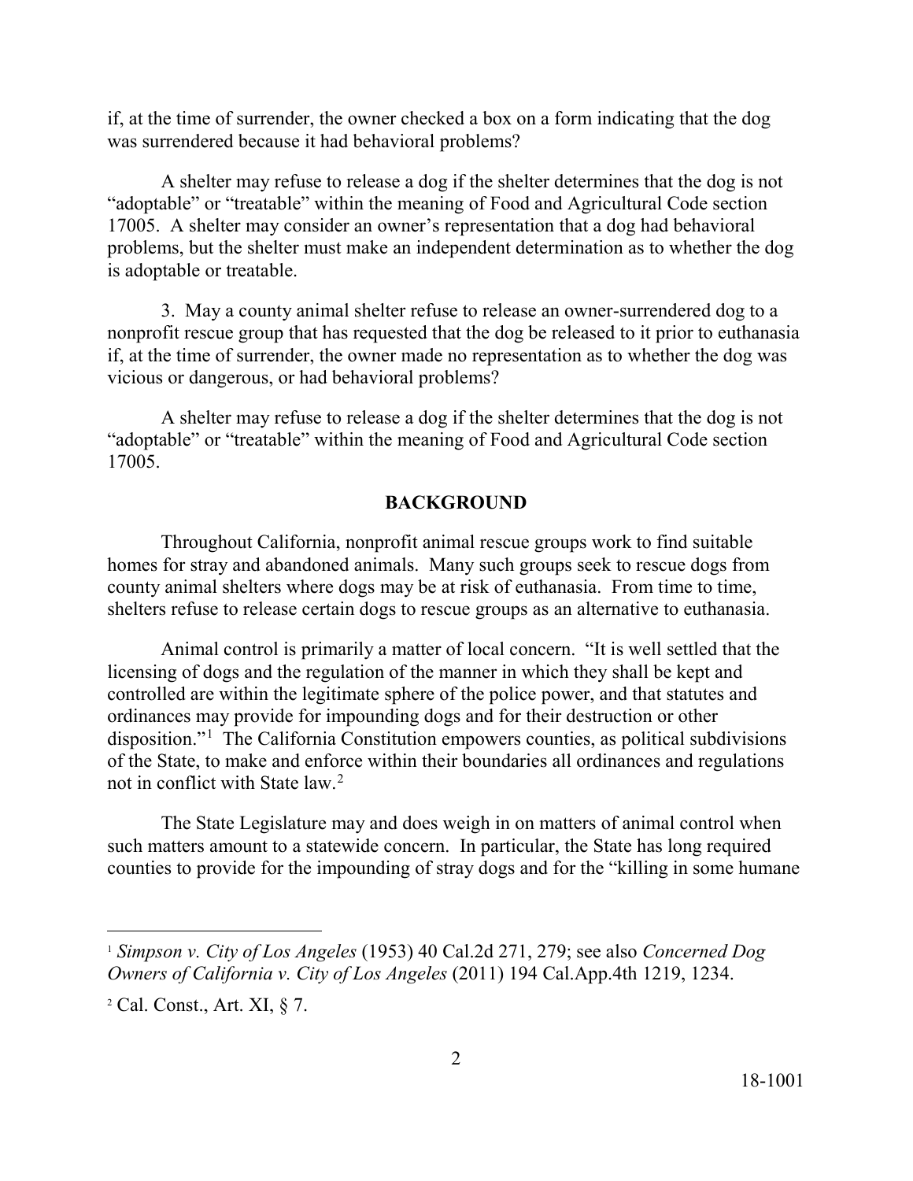if, at the time of surrender, the owner checked a box on a form indicating that the dog was surrendered because it had behavioral problems?

A shelter may refuse to release a dog if the shelter determines that the dog is not "adoptable" or "treatable" within the meaning of Food and Agricultural Code section 17005. A shelter may consider an owner's representation that a dog had behavioral problems, but the shelter must make an independent determination as to whether the dog is adoptable or treatable.

3. May a county animal shelter refuse to release an owner-surrendered dog to a nonprofit rescue group that has requested that the dog be released to it prior to euthanasia if, at the time of surrender, the owner made no representation as to whether the dog was vicious or dangerous, or had behavioral problems?

A shelter may refuse to release a dog if the shelter determines that the dog is not "adoptable" or "treatable" within the meaning of Food and Agricultural Code section 17005.

## BACKGROUND

Throughout California, nonprofit animal rescue groups work to find suitable homes for stray and abandoned animals. Many such groups seek to rescue dogs from county animal shelters where dogs may be at risk of euthanasia. From time to time, shelters refuse to release certain dogs to rescue groups as an alternative to euthanasia.

Animal control is primarily a matter of local concern. "It is well settled that the licensing of dogs and the regulation of the manner in which they shall be kept and controlled are within the legitimate sphere of the police power, and that statutes and ordinances may provide for impounding dogs and for their destruction or other disposition."[1] The California Constitution empowers counties, as political subdivisions of the State, to make and enforce within their boundaries all ordinances and regulations not in conflict with State law.[2]

The State Legislature may and does weigh in on matters of animal control when such matters amount to a statewide concern. In particular, the State has long required counties to provide for the impounding of stray dogs and for the "killing in some humane

---

[1] *Simpson v. City of Los Angeles* (1953) 40 Cal.2d 271, 279; see also *Concerned Dog Owners of California v. City of Los Angeles* (2011) 194 Cal.App.4th 1219, 1234.

[2] Cal. Const., Art. XI, § 7.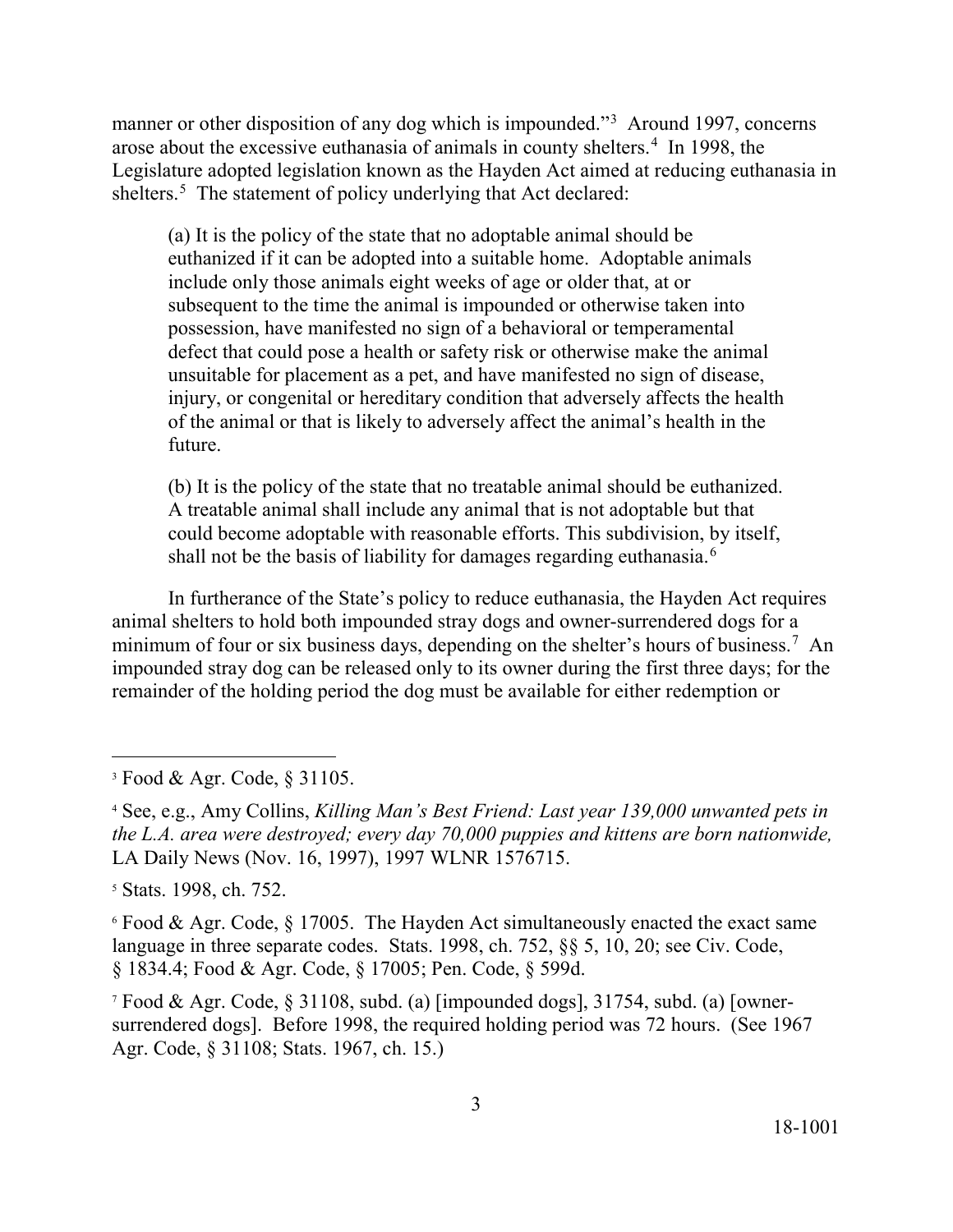manner or other disposition of any dog which is impounded."[3] Around 1997, concerns arose about the excessive euthanasia of animals in county shelters.[4] In 1998, the Legislature adopted legislation known as the Hayden Act aimed at reducing euthanasia in shelters.[5] The statement of policy underlying that Act declared:

> (a) It is the policy of the state that no adoptable animal should be euthanized if it can be adopted into a suitable home. Adoptable animals include only those animals eight weeks of age or older that, at or subsequent to the time the animal is impounded or otherwise taken into possession, have manifested no sign of a behavioral or temperamental defect that could pose a health or safety risk or otherwise make the animal unsuitable for placement as a pet, and have manifested no sign of disease, injury, or congenital or hereditary condition that adversely affects the health of the animal or that is likely to adversely affect the animal's health in the future.
>
> (b) It is the policy of the state that no treatable animal should be euthanized. A treatable animal shall include any animal that is not adoptable but that could become adoptable with reasonable efforts. This subdivision, by itself, shall not be the basis of liability for damages regarding euthanasia.[6]

In furtherance of the State's policy to reduce euthanasia, the Hayden Act requires animal shelters to hold both impounded stray dogs and owner-surrendered dogs for a minimum of four or six business days, depending on the shelter's hours of business.[7] An impounded stray dog can be released only to its owner during the first three days; for the remainder of the holding period the dog must be available for either redemption or

---

[3] Food & Agr. Code, § 31105.

[4] See, e.g., Amy Collins, *Killing Man's Best Friend: Last year 139,000 unwanted pets in the L.A. area were destroyed; every day 70,000 puppies and kittens are born nationwide,* LA Daily News (Nov. 16, 1997), 1997 WLNR 1576715.

[5] Stats. 1998, ch. 752.

[6] Food & Agr. Code, § 17005. The Hayden Act simultaneously enacted the exact same language in three separate codes. Stats. 1998, ch. 752, §§ 5, 10, 20; see Civ. Code, § 1834.4; Food & Agr. Code, § 17005; Pen. Code, § 599d.

[7] Food & Agr. Code, § 31108, subd. (a) [impounded dogs], 31754, subd. (a) [owner-surrendered dogs]. Before 1998, the required holding period was 72 hours. (See 1967 Agr. Code, § 31108; Stats. 1967, ch. 15.)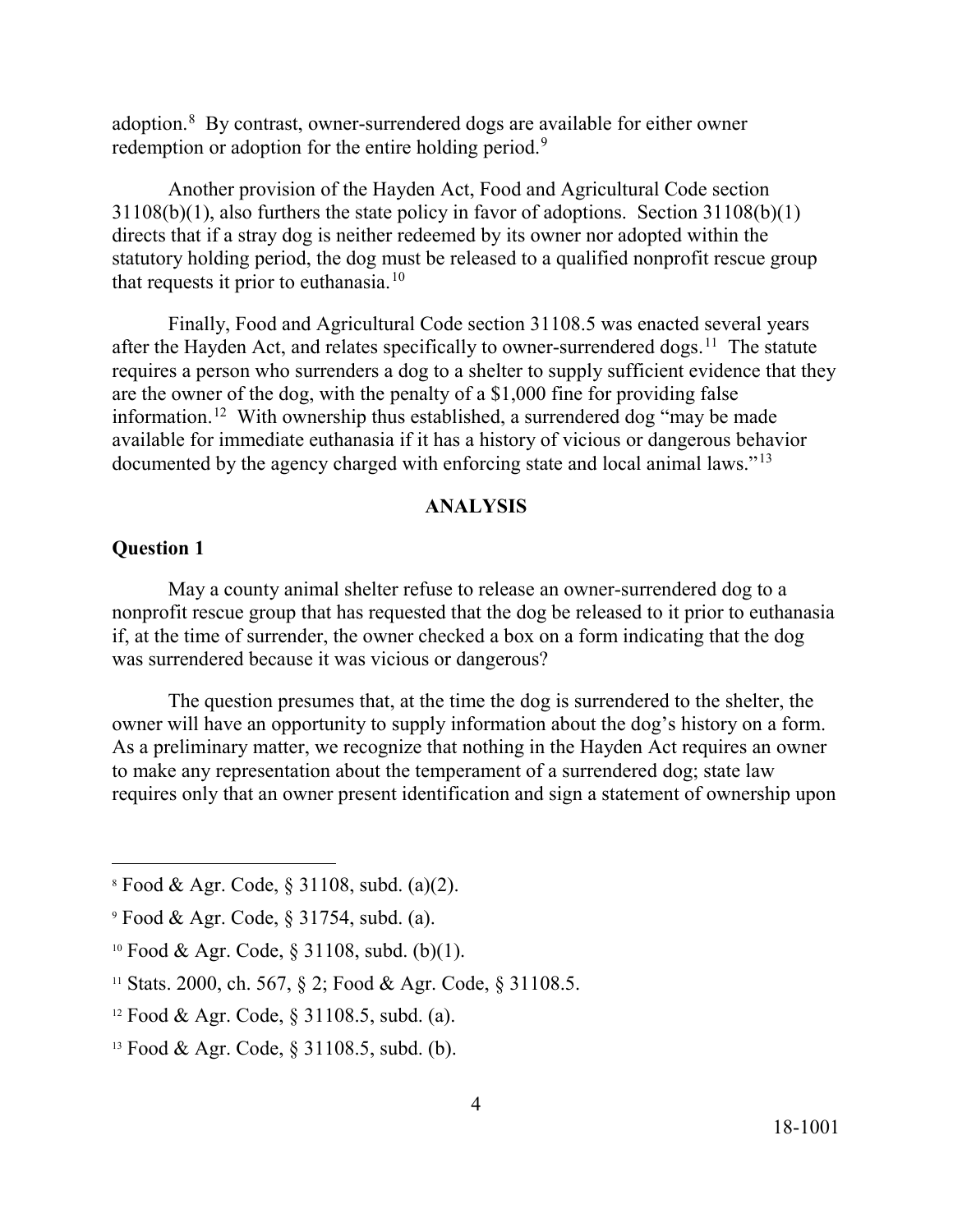adoption.[8] By contrast, owner-surrendered dogs are available for either owner redemption or adoption for the entire holding period.[9]

Another provision of the Hayden Act, Food and Agricultural Code section 31108(b)(1), also furthers the state policy in favor of adoptions. Section 31108(b)(1) directs that if a stray dog is neither redeemed by its owner nor adopted within the statutory holding period, the dog must be released to a qualified nonprofit rescue group that requests it prior to euthanasia.[10]

Finally, Food and Agricultural Code section 31108.5 was enacted several years after the Hayden Act, and relates specifically to owner-surrendered dogs.[11] The statute requires a person who surrenders a dog to a shelter to supply sufficient evidence that they are the owner of the dog, with the penalty of a $1,000 fine for providing false information.[12] With ownership thus established, a surrendered dog "may be made available for immediate euthanasia if it has a history of vicious or dangerous behavior documented by the agency charged with enforcing state and local animal laws."[13]

## ANALYSIS

### Question 1

May a county animal shelter refuse to release an owner-surrendered dog to a nonprofit rescue group that has requested that the dog be released to it prior to euthanasia if, at the time of surrender, the owner checked a box on a form indicating that the dog was surrendered because it was vicious or dangerous?

The question presumes that, at the time the dog is surrendered to the shelter, the owner will have an opportunity to supply information about the dog's history on a form. As a preliminary matter, we recognize that nothing in the Hayden Act requires an owner to make any representation about the temperament of a surrendered dog; state law requires only that an owner present identification and sign a statement of ownership upon

---

[8] Food & Agr. Code, § 31108, subd. (a)(2).

[9] Food & Agr. Code, § 31754, subd. (a).

[10] Food & Agr. Code, § 31108, subd. (b)(1).

[11] Stats. 2000, ch. 567, § 2; Food & Agr. Code, § 31108.5.

[12] Food & Agr. Code, § 31108.5, subd. (a).

[13] Food & Agr. Code, § 31108.5, subd. (b).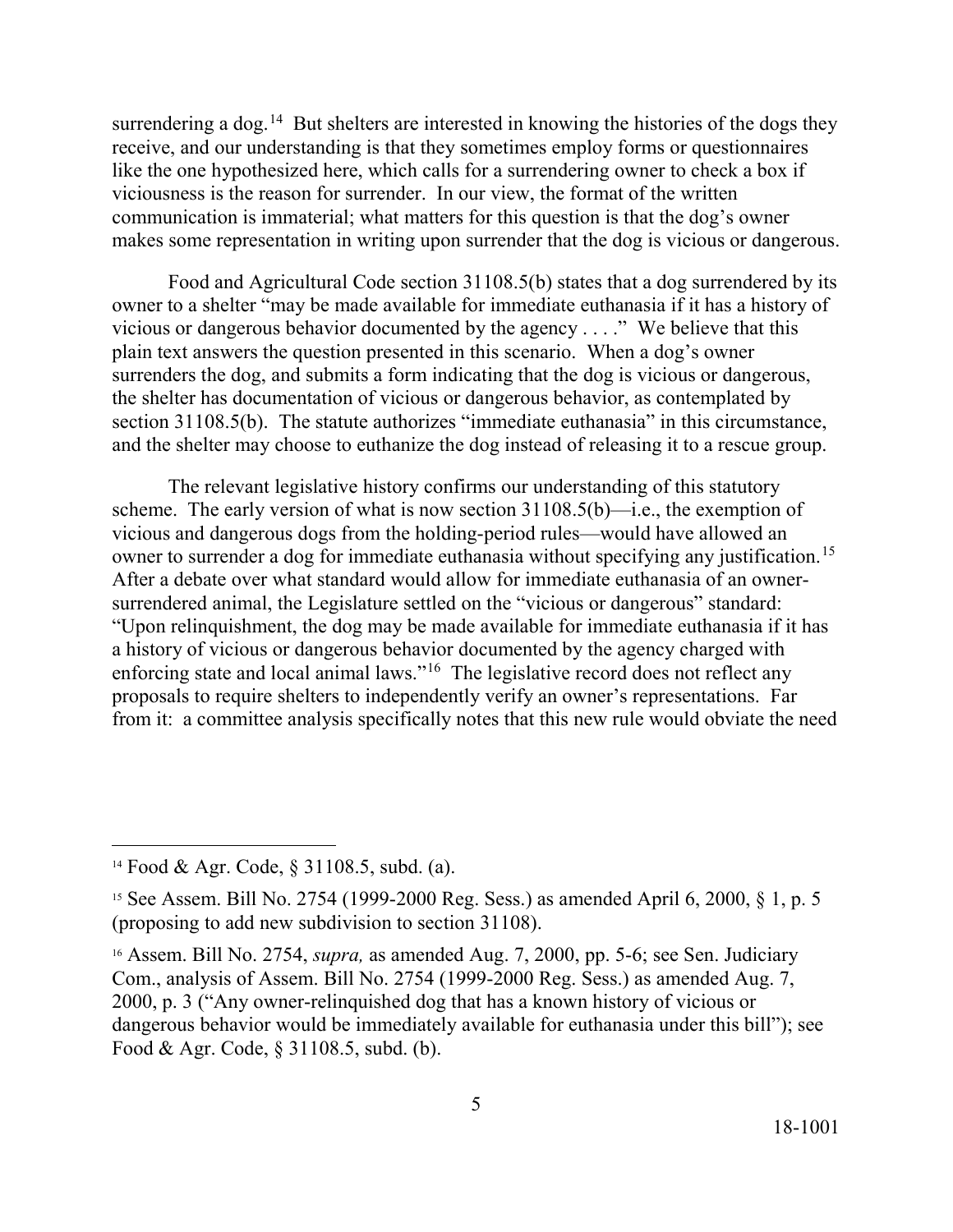surrendering a dog.[14] But shelters are interested in knowing the histories of the dogs they receive, and our understanding is that they sometimes employ forms or questionnaires like the one hypothesized here, which calls for a surrendering owner to check a box if viciousness is the reason for surrender. In our view, the format of the written communication is immaterial; what matters for this question is that the dog's owner makes some representation in writing upon surrender that the dog is vicious or dangerous.

Food and Agricultural Code section 31108.5(b) states that a dog surrendered by its owner to a shelter "may be made available for immediate euthanasia if it has a history of vicious or dangerous behavior documented by the agency . . . ." We believe that this plain text answers the question presented in this scenario. When a dog's owner surrenders the dog, and submits a form indicating that the dog is vicious or dangerous, the shelter has documentation of vicious or dangerous behavior, as contemplated by section 31108.5(b). The statute authorizes "immediate euthanasia" in this circumstance, and the shelter may choose to euthanize the dog instead of releasing it to a rescue group.

The relevant legislative history confirms our understanding of this statutory scheme. The early version of what is now section 31108.5(b)—i.e., the exemption of vicious and dangerous dogs from the holding-period rules—would have allowed an owner to surrender a dog for immediate euthanasia without specifying any justification.[15] After a debate over what standard would allow for immediate euthanasia of an owner-surrendered animal, the Legislature settled on the "vicious or dangerous" standard: "Upon relinquishment, the dog may be made available for immediate euthanasia if it has a history of vicious or dangerous behavior documented by the agency charged with enforcing state and local animal laws."[16] The legislative record does not reflect any proposals to require shelters to independently verify an owner's representations. Far from it: a committee analysis specifically notes that this new rule would obviate the need

---

[14] Food & Agr. Code, § 31108.5, subd. (a).

[15] See Assem. Bill No. 2754 (1999-2000 Reg. Sess.) as amended April 6, 2000, § 1, p. 5 (proposing to add new subdivision to section 31108).

[16] Assem. Bill No. 2754, *supra,* as amended Aug. 7, 2000, pp. 5-6; see Sen. Judiciary Com., analysis of Assem. Bill No. 2754 (1999-2000 Reg. Sess.) as amended Aug. 7, 2000, p. 3 ("Any owner-relinquished dog that has a known history of vicious or dangerous behavior would be immediately available for euthanasia under this bill"); see Food & Agr. Code, § 31108.5, subd. (b).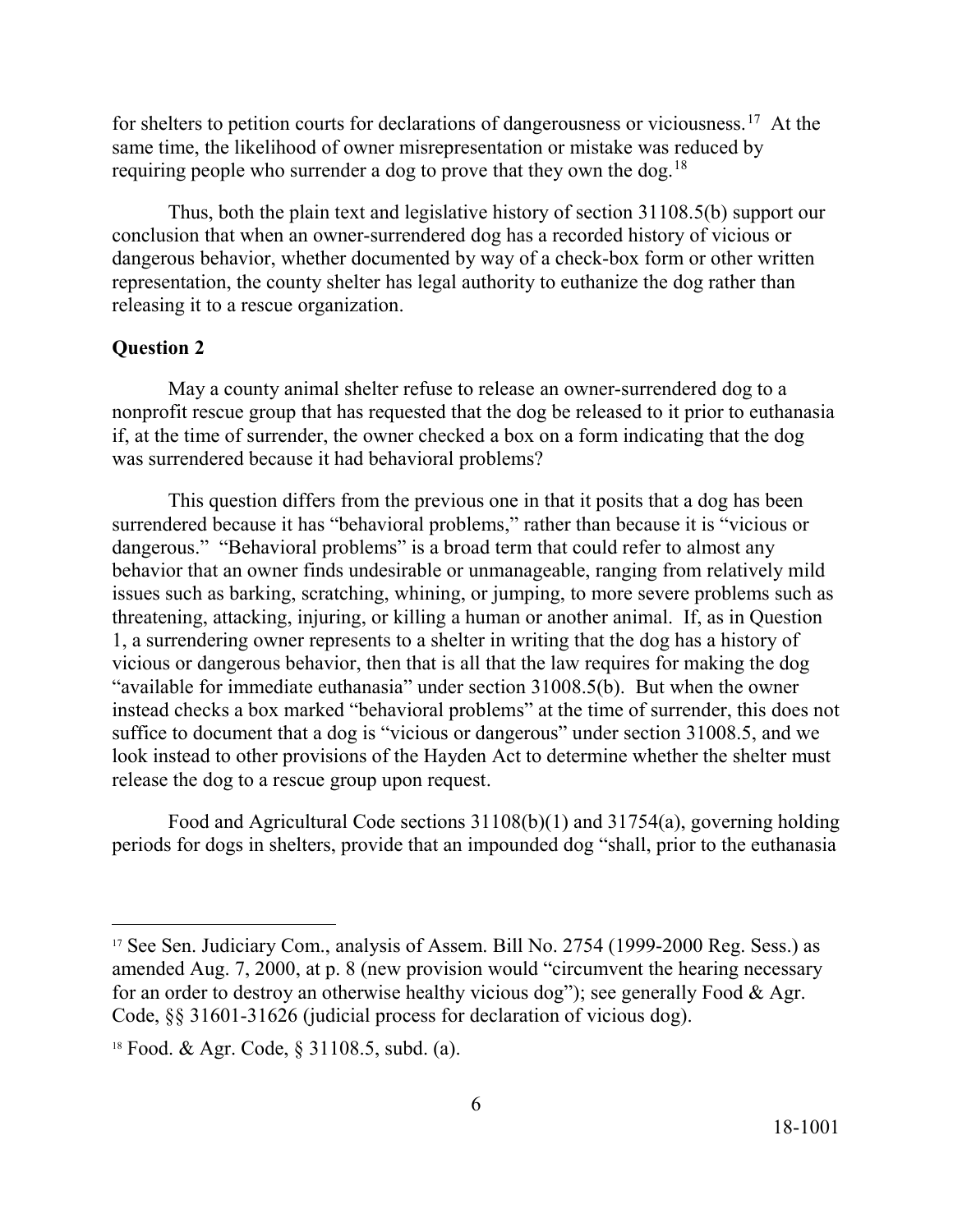for shelters to petition courts for declarations of dangerousness or viciousness.[17] At the same time, the likelihood of owner misrepresentation or mistake was reduced by requiring people who surrender a dog to prove that they own the dog.[18]

Thus, both the plain text and legislative history of section 31108.5(b) support our conclusion that when an owner-surrendered dog has a recorded history of vicious or dangerous behavior, whether documented by way of a check-box form or other written representation, the county shelter has legal authority to euthanize the dog rather than releasing it to a rescue organization.

**Question 2**

May a county animal shelter refuse to release an owner-surrendered dog to a nonprofit rescue group that has requested that the dog be released to it prior to euthanasia if, at the time of surrender, the owner checked a box on a form indicating that the dog was surrendered because it had behavioral problems?

This question differs from the previous one in that it posits that a dog has been surrendered because it has "behavioral problems," rather than because it is "vicious or dangerous." "Behavioral problems" is a broad term that could refer to almost any behavior that an owner finds undesirable or unmanageable, ranging from relatively mild issues such as barking, scratching, whining, or jumping, to more severe problems such as threatening, attacking, injuring, or killing a human or another animal. If, as in Question 1, a surrendering owner represents to a shelter in writing that the dog has a history of vicious or dangerous behavior, then that is all that the law requires for making the dog "available for immediate euthanasia" under section 31008.5(b). But when the owner instead checks a box marked "behavioral problems" at the time of surrender, this does not suffice to document that a dog is "vicious or dangerous" under section 31008.5, and we look instead to other provisions of the Hayden Act to determine whether the shelter must release the dog to a rescue group upon request.

Food and Agricultural Code sections 31108(b)(1) and 31754(a), governing holding periods for dogs in shelters, provide that an impounded dog "shall, prior to the euthanasia

---

[17] See Sen. Judiciary Com., analysis of Assem. Bill No. 2754 (1999-2000 Reg. Sess.) as amended Aug. 7, 2000, at p. 8 (new provision would "circumvent the hearing necessary for an order to destroy an otherwise healthy vicious dog"); see generally Food & Agr. Code, §§ 31601-31626 (judicial process for declaration of vicious dog).

[18] Food. & Agr. Code, § 31108.5, subd. (a).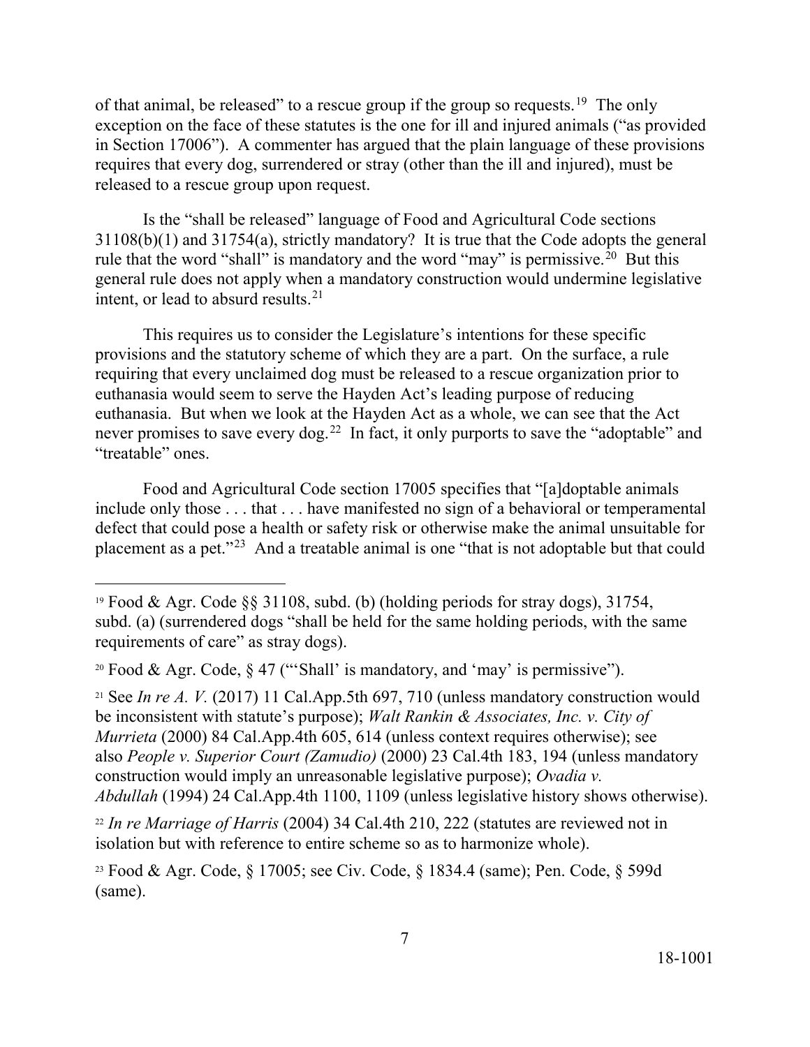of that animal, be released" to a rescue group if the group so requests.[19] The only exception on the face of these statutes is the one for ill and injured animals ("as provided in Section 17006"). A commenter has argued that the plain language of these provisions requires that every dog, surrendered or stray (other than the ill and injured), must be released to a rescue group upon request.

Is the "shall be released" language of Food and Agricultural Code sections 31108(b)(1) and 31754(a), strictly mandatory? It is true that the Code adopts the general rule that the word "shall" is mandatory and the word "may" is permissive.[20] But this general rule does not apply when a mandatory construction would undermine legislative intent, or lead to absurd results.[21]

This requires us to consider the Legislature's intentions for these specific provisions and the statutory scheme of which they are a part. On the surface, a rule requiring that every unclaimed dog must be released to a rescue organization prior to euthanasia would seem to serve the Hayden Act's leading purpose of reducing euthanasia. But when we look at the Hayden Act as a whole, we can see that the Act never promises to save every dog.[22] In fact, it only purports to save the "adoptable" and "treatable" ones.

Food and Agricultural Code section 17005 specifies that "[a]doptable animals include only those . . . that . . . have manifested no sign of a behavioral or temperamental defect that could pose a health or safety risk or otherwise make the animal unsuitable for placement as a pet."[23] And a treatable animal is one "that is not adoptable but that could

---

[19] Food & Agr. Code §§ 31108, subd. (b) (holding periods for stray dogs), 31754, subd. (a) (surrendered dogs "shall be held for the same holding periods, with the same requirements of care" as stray dogs).

[20] Food & Agr. Code, § 47 ("'Shall' is mandatory, and 'may' is permissive").

[21] See *In re A. V.* (2017) 11 Cal.App.5th 697, 710 (unless mandatory construction would be inconsistent with statute's purpose); *Walt Rankin & Associates, Inc. v. City of Murrieta* (2000) 84 Cal.App.4th 605, 614 (unless context requires otherwise); see also *People v. Superior Court (Zamudio)* (2000) 23 Cal.4th 183, 194 (unless mandatory construction would imply an unreasonable legislative purpose); *Ovadia v. Abdullah* (1994) 24 Cal.App.4th 1100, 1109 (unless legislative history shows otherwise).

[22] *In re Marriage of Harris* (2004) 34 Cal.4th 210, 222 (statutes are reviewed not in isolation but with reference to entire scheme so as to harmonize whole).

[23] Food & Agr. Code, § 17005; see Civ. Code, § 1834.4 (same); Pen. Code, § 599d (same).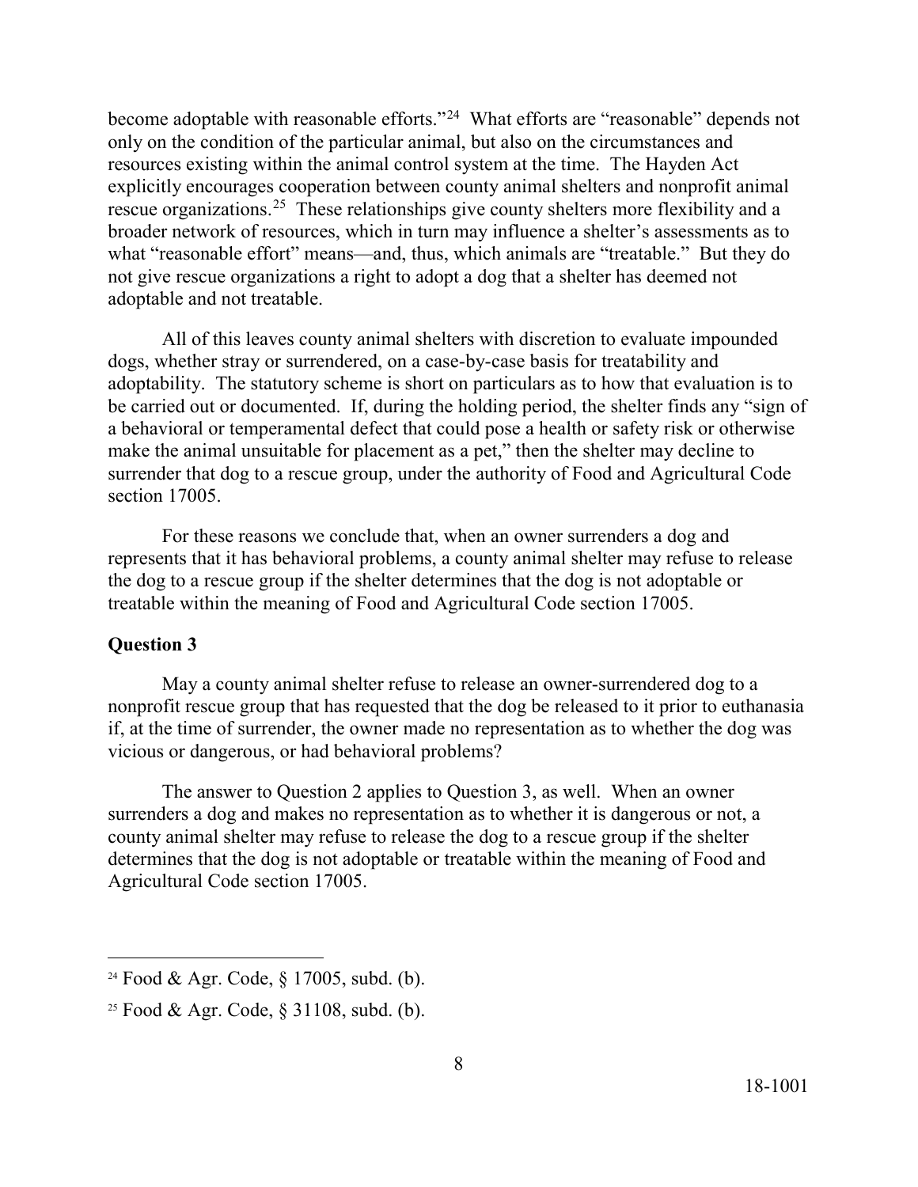become adoptable with reasonable efforts."[24] What efforts are "reasonable" depends not only on the condition of the particular animal, but also on the circumstances and resources existing within the animal control system at the time. The Hayden Act explicitly encourages cooperation between county animal shelters and nonprofit animal rescue organizations.[25] These relationships give county shelters more flexibility and a broader network of resources, which in turn may influence a shelter's assessments as to what "reasonable effort" means—and, thus, which animals are "treatable." But they do not give rescue organizations a right to adopt a dog that a shelter has deemed not adoptable and not treatable.

All of this leaves county animal shelters with discretion to evaluate impounded dogs, whether stray or surrendered, on a case-by-case basis for treatability and adoptability. The statutory scheme is short on particulars as to how that evaluation is to be carried out or documented. If, during the holding period, the shelter finds any "sign of a behavioral or temperamental defect that could pose a health or safety risk or otherwise make the animal unsuitable for placement as a pet," then the shelter may decline to surrender that dog to a rescue group, under the authority of Food and Agricultural Code section 17005.

For these reasons we conclude that, when an owner surrenders a dog and represents that it has behavioral problems, a county animal shelter may refuse to release the dog to a rescue group if the shelter determines that the dog is not adoptable or treatable within the meaning of Food and Agricultural Code section 17005.

**Question 3**

May a county animal shelter refuse to release an owner-surrendered dog to a nonprofit rescue group that has requested that the dog be released to it prior to euthanasia if, at the time of surrender, the owner made no representation as to whether the dog was vicious or dangerous, or had behavioral problems?

The answer to Question 2 applies to Question 3, as well. When an owner surrenders a dog and makes no representation as to whether it is dangerous or not, a county animal shelter may refuse to release the dog to a rescue group if the shelter determines that the dog is not adoptable or treatable within the meaning of Food and Agricultural Code section 17005.

---

[24] Food & Agr. Code, § 17005, subd. (b).

[25] Food & Agr. Code, § 31108, subd. (b).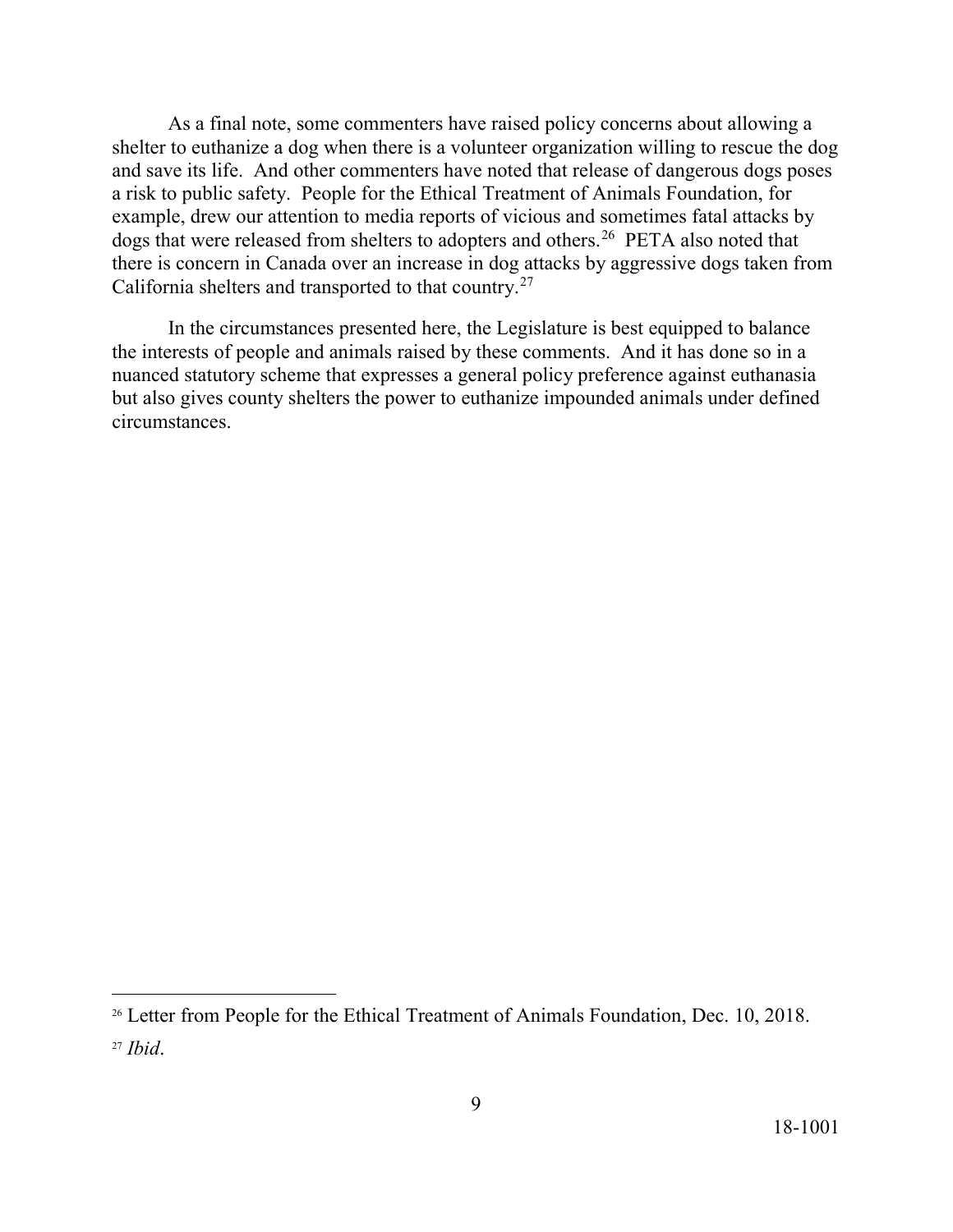As a final note, some commenters have raised policy concerns about allowing a shelter to euthanize a dog when there is a volunteer organization willing to rescue the dog and save its life. And other commenters have noted that release of dangerous dogs poses a risk to public safety. People for the Ethical Treatment of Animals Foundation, for example, drew our attention to media reports of vicious and sometimes fatal attacks by dogs that were released from shelters to adopters and others.[26] PETA also noted that there is concern in Canada over an increase in dog attacks by aggressive dogs taken from California shelters and transported to that country.[27]

In the circumstances presented here, the Legislature is best equipped to balance the interests of people and animals raised by these comments. And it has done so in a nuanced statutory scheme that expresses a general policy preference against euthanasia but also gives county shelters the power to euthanize impounded animals under defined circumstances.

---

[26] Letter from People for the Ethical Treatment of Animals Foundation, Dec. 10, 2018.

[27] *Ibid*.